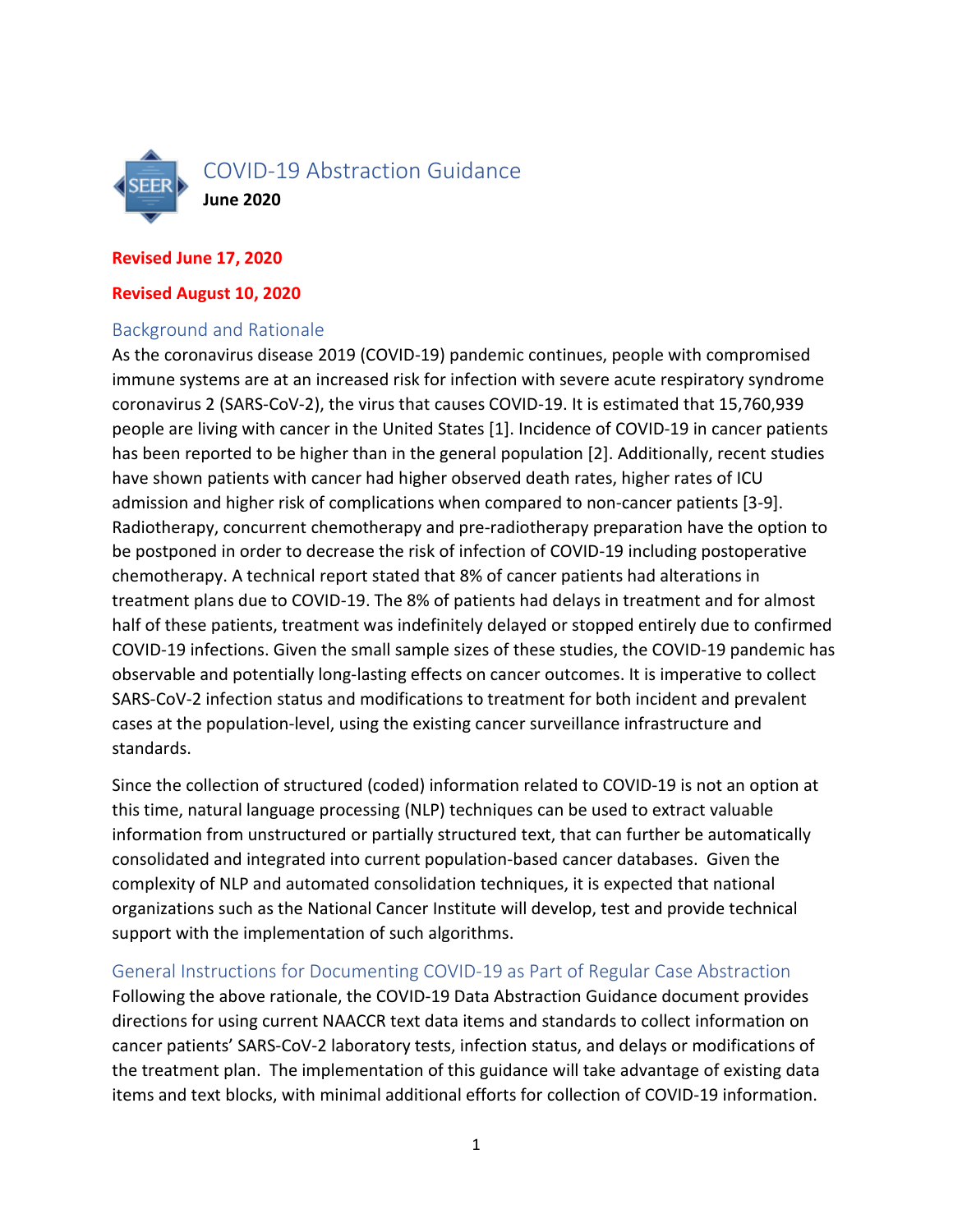# COVID-19 Abstraction Guidance

**June 2020**

**Revised June 17, 2020**

**Revised August 10, 2020**

## Background and Rationale

As the coronavirus disease 2019 (COVID-19) pandemic continues, people with compromised immune systems are at an increased risk for infection with severe acute respiratory syndrome coronavirus 2 (SARS-CoV-2), the virus that causes COVID-19. It is estimated that 15,760,939 people are living with cancer in the United States [1]. Incidence of COVID-19 in cancer patients has been reported to be higher than in the general population [2]. Additionally, recent studies have shown patients with cancer had higher observed death rates, higher rates of ICU admission and higher risk of complications when compared to non-cancer patients [3-9]. Radiotherapy, concurrent chemotherapy and pre-radiotherapy preparation have the option to be postponed in order to decrease the risk of infection of COVID-19 including postoperative chemotherapy. A technical report stated that 8% of cancer patients had alterations in treatment plans due to COVID-19. The 8% of patients had delays in treatment and for almost half of these patients, treatment was indefinitely delayed or stopped entirely due to confirmed COVID-19 infections. Given the small sample sizes of these studies, the COVID-19 pandemic has observable and potentially long-lasting effects on cancer outcomes. It is imperative to collect SARS-CoV-2 infection status and modifications to treatment for both incident and prevalent cases at the population-level, using the existing cancer surveillance infrastructure and standards.

Since the collection of structured (coded) information related to COVID-19 is not an option at this time, natural language processing (NLP) techniques can be used to extract valuable information from unstructured or partially structured text, that can further be automatically consolidated and integrated into current population-based cancer databases. Given the complexity of NLP and automated consolidation techniques, it is expected that national organizations such as the National Cancer Institute will develop, test and provide technical support with the implementation of such algorithms.

## General Instructions for Documenting COVID-19 as Part of Regular Case Abstraction

Following the above rationale, the COVID-19 Data Abstraction Guidance document provides directions for using current NAACCR text data items and standards to collect information on cancer patients' SARS-CoV-2 laboratory tests, infection status, and delays or modifications of the treatment plan. The implementation of this guidance will take advantage of existing data items and text blocks, with minimal additional efforts for collection of COVID-19 information.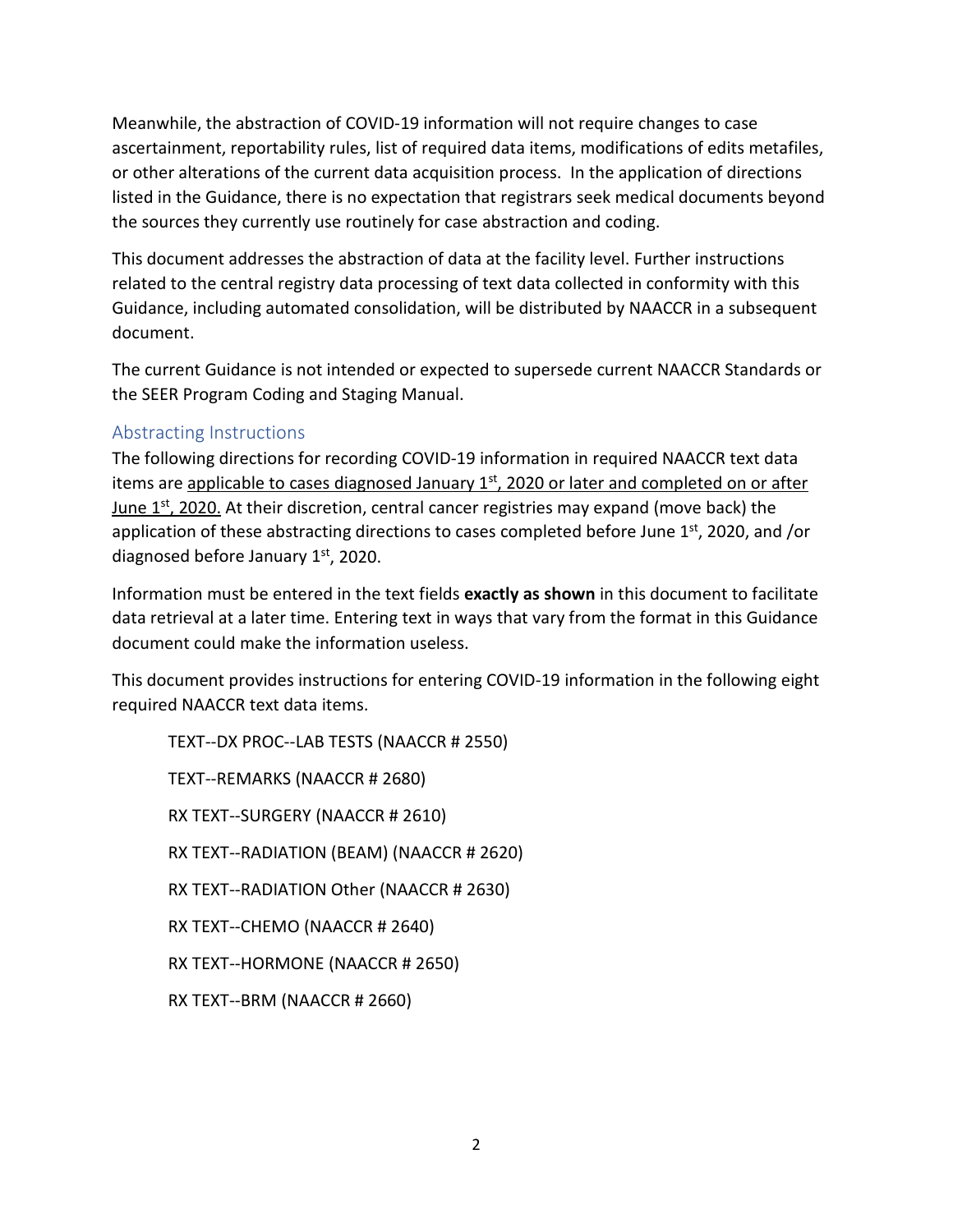Meanwhile, the abstraction of COVID-19 information will not require changes to case ascertainment, reportability rules, list of required data items, modifications of edits metafiles, or other alterations of the current data acquisition process. In the application of directions listed in the Guidance, there is no expectation that registrars seek medical documents beyond the sources they currently use routinely for case abstraction and coding.

This document addresses the abstraction of data at the facility level. Further instructions related to the central registry data processing of text data collected in conformity with this Guidance, including automated consolidation, will be distributed by NAACCR in a subsequent document.

The current Guidance is not intended or expected to supersede current NAACCR Standards or the SEER Program Coding and Staging Manual.

## Abstracting Instructions

The following directions for recording COVID-19 information in required NAACCR text data items are <u>applicable to cases diagnosed January 1st, 2020 or later and completed on or after June 1st, 2020.</u> At their discretion, central cancer registries may expand (move back) the application of these abstracting directions to cases completed before June 1st, 2020, and /or diagnosed before January 1st, 2020.

Information must be entered in the text fields **exactly as shown** in this document to facilitate data retrieval at a later time. Entering text in ways that vary from the format in this Guidance document could make the information useless.

This document provides instructions for entering COVID-19 information in the following eight required NAACCR text data items.

TEXT--DX PROC--LAB TESTS (NAACCR # 2550)

TEXT--REMARKS (NAACCR # 2680)

RX TEXT--SURGERY (NAACCR # 2610)

RX TEXT--RADIATION (BEAM) (NAACCR # 2620)

RX TEXT--RADIATION Other (NAACCR # 2630)

RX TEXT--CHEMO (NAACCR # 2640)

RX TEXT--HORMONE (NAACCR # 2650)

RX TEXT--BRM (NAACCR # 2660)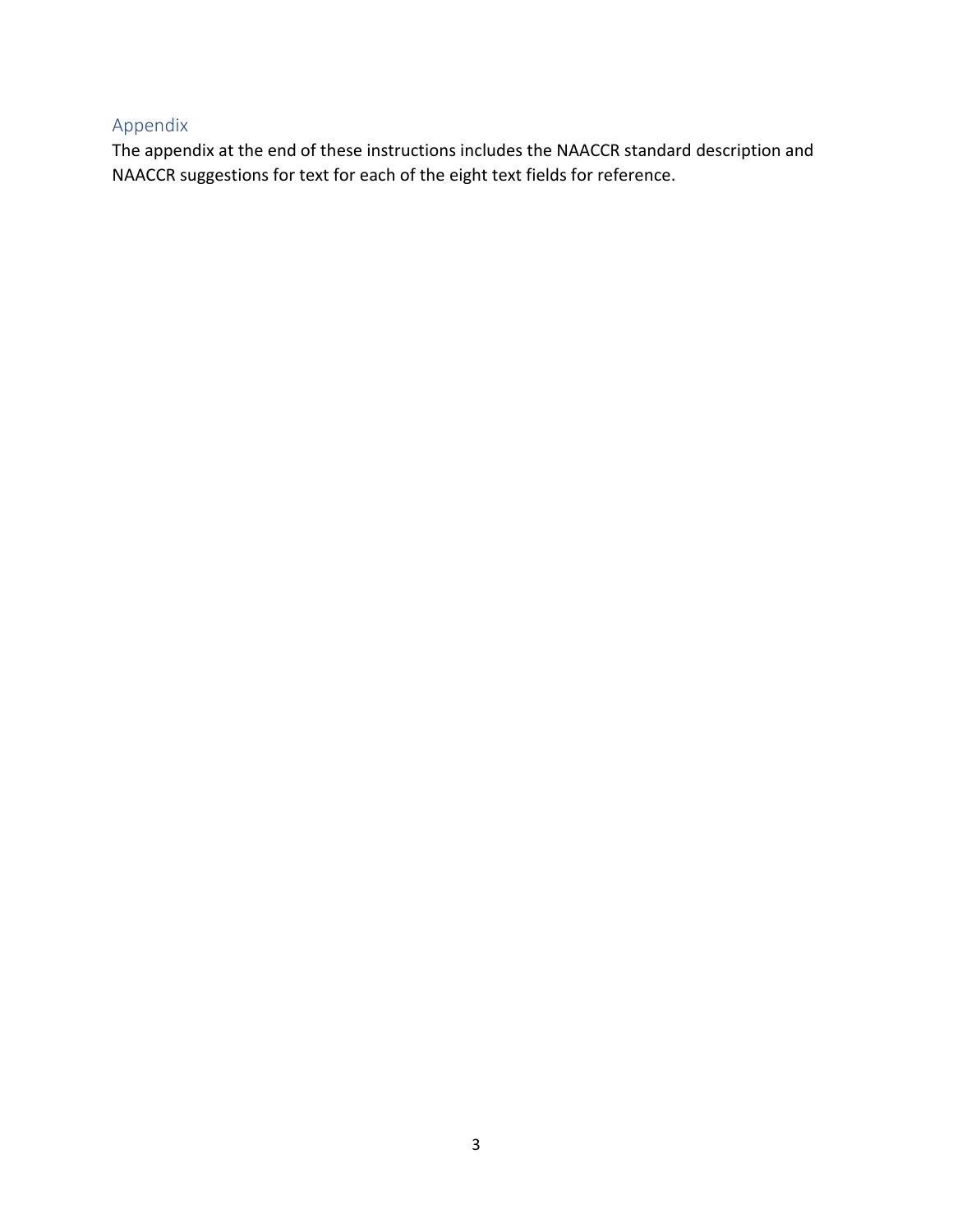## Appendix

The appendix at the end of these instructions includes the NAACCR standard description and NAACCR suggestions for text for each of the eight text fields for reference.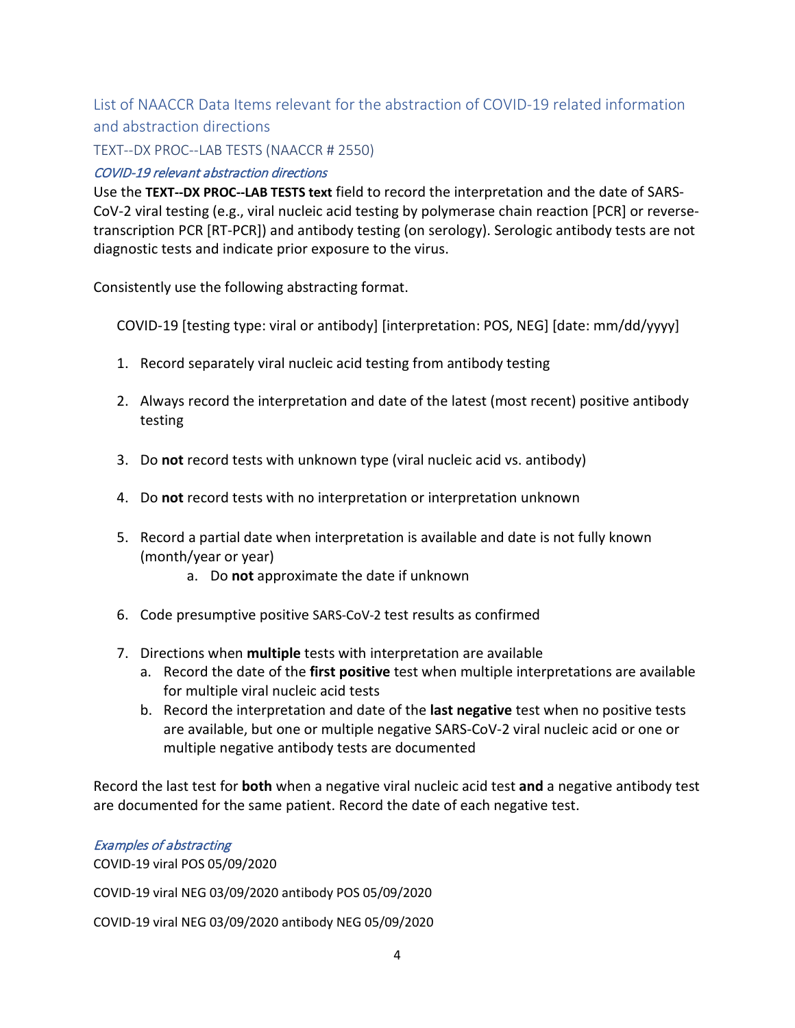## List of NAACCR Data Items relevant for the abstraction of COVID-19 related information and abstraction directions

### TEXT--DX PROC--LAB TESTS (NAACCR # 2550)

#### *COVID-19 relevant abstraction directions*

Use the **TEXT--DX PROC--LAB TESTS text** field to record the interpretation and the date of SARS-CoV-2 viral testing (e.g., viral nucleic acid testing by polymerase chain reaction [PCR] or reverse-transcription PCR [RT-PCR]) and antibody testing (on serology). Serologic antibody tests are not diagnostic tests and indicate prior exposure to the virus.

Consistently use the following abstracting format.

COVID-19 [testing type: viral or antibody] [interpretation: POS, NEG] [date: mm/dd/yyyy]

1. Record separately viral nucleic acid testing from antibody testing
2. Always record the interpretation and date of the latest (most recent) positive antibody testing
3. Do **not** record tests with unknown type (viral nucleic acid vs. antibody)
4. Do **not** record tests with no interpretation or interpretation unknown
5. Record a partial date when interpretation is available and date is not fully known (month/year or year)
    a. Do **not** approximate the date if unknown
6. Code presumptive positive SARS-CoV-2 test results as confirmed
7. Directions when **multiple** tests with interpretation are available
    a. Record the date of the **first positive** test when multiple interpretations are available for multiple viral nucleic acid tests
    b. Record the interpretation and date of the **last negative** test when no positive tests are available, but one or multiple negative SARS-CoV-2 viral nucleic acid or one or multiple negative antibody tests are documented

Record the last test for **both** when a negative viral nucleic acid test **and** a negative antibody test are documented for the same patient. Record the date of each negative test.

#### *Examples of abstracting*

COVID-19 viral POS 05/09/2020

COVID-19 viral NEG 03/09/2020 antibody POS 05/09/2020

COVID-19 viral NEG 03/09/2020 antibody NEG 05/09/2020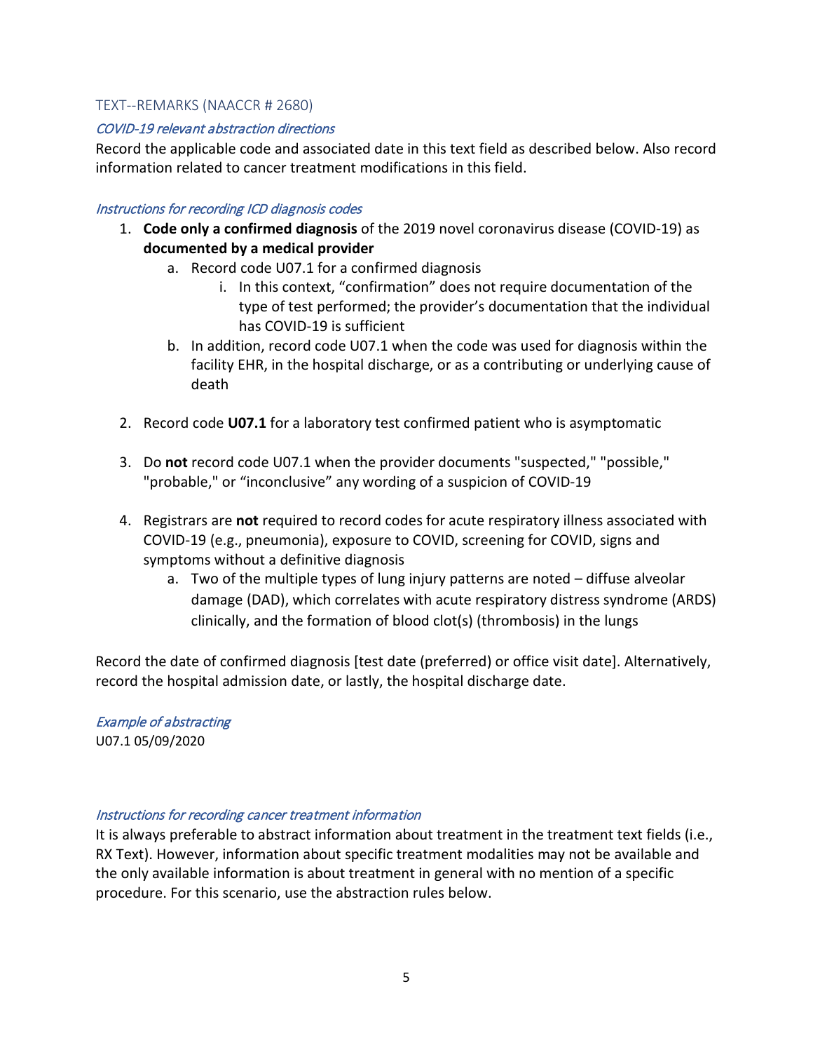## TEXT--REMARKS (NAACCR # 2680)

### *COVID-19 relevant abstraction directions*

Record the applicable code and associated date in this text field as described below. Also record information related to cancer treatment modifications in this field.

### *Instructions for recording ICD diagnosis codes*

1. **Code only a confirmed diagnosis** of the 2019 novel coronavirus disease (COVID-19) as **documented by a medical provider**
   a. Record code U07.1 for a confirmed diagnosis
      i. In this context, "confirmation" does not require documentation of the type of test performed; the provider's documentation that the individual has COVID-19 is sufficient
   b. In addition, record code U07.1 when the code was used for diagnosis within the facility EHR, in the hospital discharge, or as a contributing or underlying cause of death

2. Record code **U07.1** for a laboratory test confirmed patient who is asymptomatic

3. Do **not** record code U07.1 when the provider documents "suspected," "possible," "probable," or "inconclusive" any wording of a suspicion of COVID-19

4. Registrars are **not** required to record codes for acute respiratory illness associated with COVID-19 (e.g., pneumonia), exposure to COVID, screening for COVID, signs and symptoms without a definitive diagnosis
   a. Two of the multiple types of lung injury patterns are noted – diffuse alveolar damage (DAD), which correlates with acute respiratory distress syndrome (ARDS) clinically, and the formation of blood clot(s) (thrombosis) in the lungs

Record the date of confirmed diagnosis [test date (preferred) or office visit date]. Alternatively, record the hospital admission date, or lastly, the hospital discharge date.

### *Example of abstracting*

U07.1 05/09/2020

### *Instructions for recording cancer treatment information*

It is always preferable to abstract information about treatment in the treatment text fields (i.e., RX Text). However, information about specific treatment modalities may not be available and the only available information is about treatment in general with no mention of a specific procedure. For this scenario, use the abstraction rules below.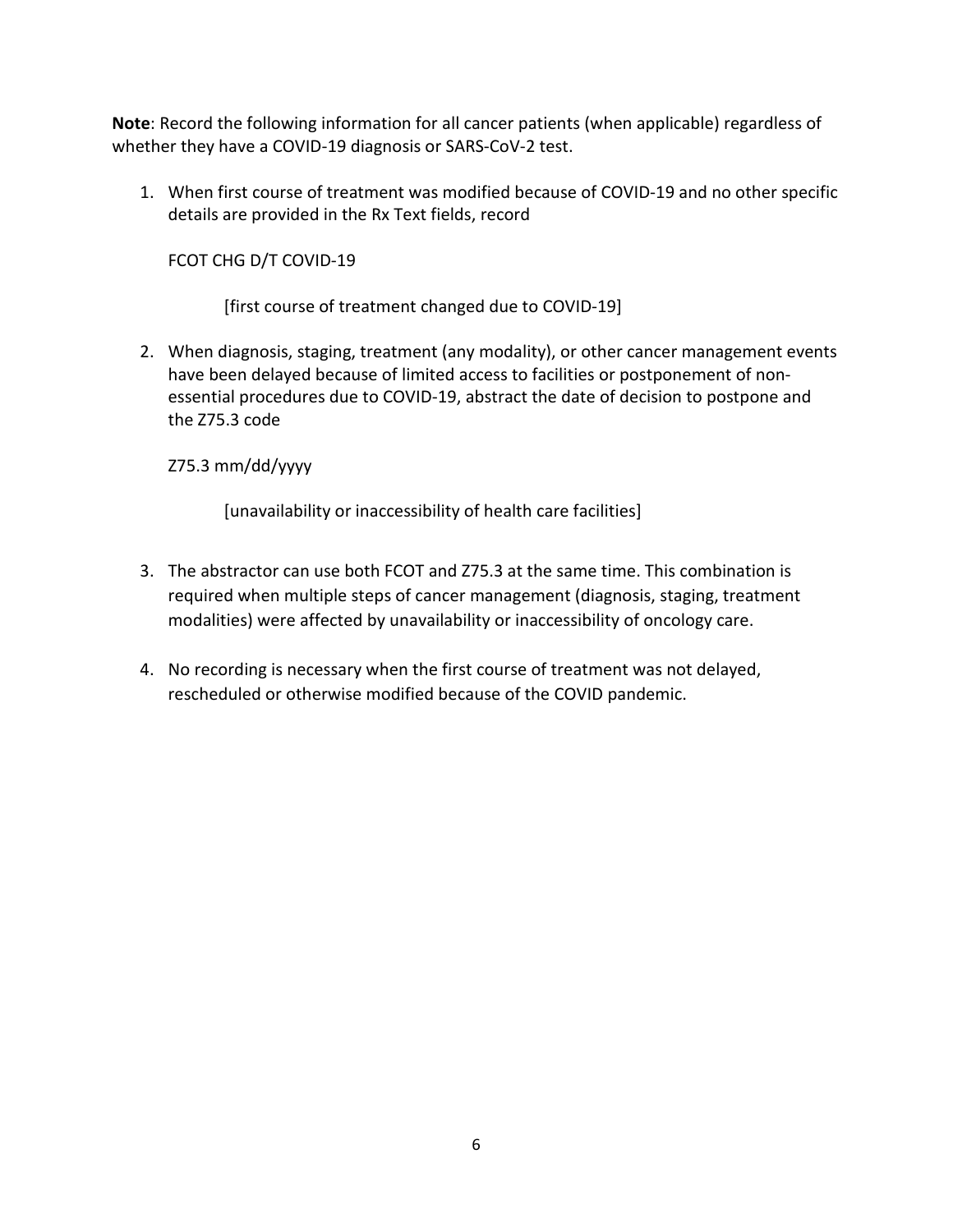**Note**: Record the following information for all cancer patients (when applicable) regardless of whether they have a COVID-19 diagnosis or SARS-CoV-2 test.

1. When first course of treatment was modified because of COVID-19 and no other specific details are provided in the Rx Text fields, record

   FCOT CHG D/T COVID-19

   [first course of treatment changed due to COVID-19]

2. When diagnosis, staging, treatment (any modality), or other cancer management events have been delayed because of limited access to facilities or postponement of non-essential procedures due to COVID-19, abstract the date of decision to postpone and the Z75.3 code

   Z75.3 mm/dd/yyyy

   [unavailability or inaccessibility of health care facilities]

3. The abstractor can use both FCOT and Z75.3 at the same time. This combination is required when multiple steps of cancer management (diagnosis, staging, treatment modalities) were affected by unavailability or inaccessibility of oncology care.

4. No recording is necessary when the first course of treatment was not delayed, rescheduled or otherwise modified because of the COVID pandemic.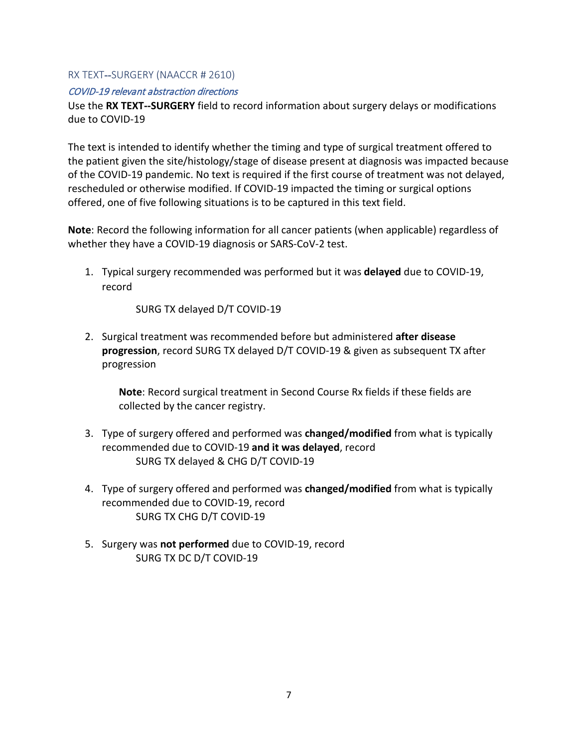### RX TEXT--SURGERY (NAACCR # 2610)

*COVID-19 relevant abstraction directions*

Use the **RX TEXT--SURGERY** field to record information about surgery delays or modifications due to COVID-19

The text is intended to identify whether the timing and type of surgical treatment offered to the patient given the site/histology/stage of disease present at diagnosis was impacted because of the COVID-19 pandemic. No text is required if the first course of treatment was not delayed, rescheduled or otherwise modified. If COVID-19 impacted the timing or surgical options offered, one of five following situations is to be captured in this text field.

**Note**: Record the following information for all cancer patients (when applicable) regardless of whether they have a COVID-19 diagnosis or SARS-CoV-2 test.

1. Typical surgery recommended was performed but it was **delayed** due to COVID-19, record

   SURG TX delayed D/T COVID-19

2. Surgical treatment was recommended before but administered **after disease progression**, record SURG TX delayed D/T COVID-19 & given as subsequent TX after progression

   **Note**: Record surgical treatment in Second Course Rx fields if these fields are collected by the cancer registry.

3. Type of surgery offered and performed was **changed/modified** from what is typically recommended due to COVID-19 **and it was delayed**, record

   SURG TX delayed & CHG D/T COVID-19

4. Type of surgery offered and performed was **changed/modified** from what is typically recommended due to COVID-19, record

   SURG TX CHG D/T COVID-19

5. Surgery was **not performed** due to COVID-19, record

   SURG TX DC D/T COVID-19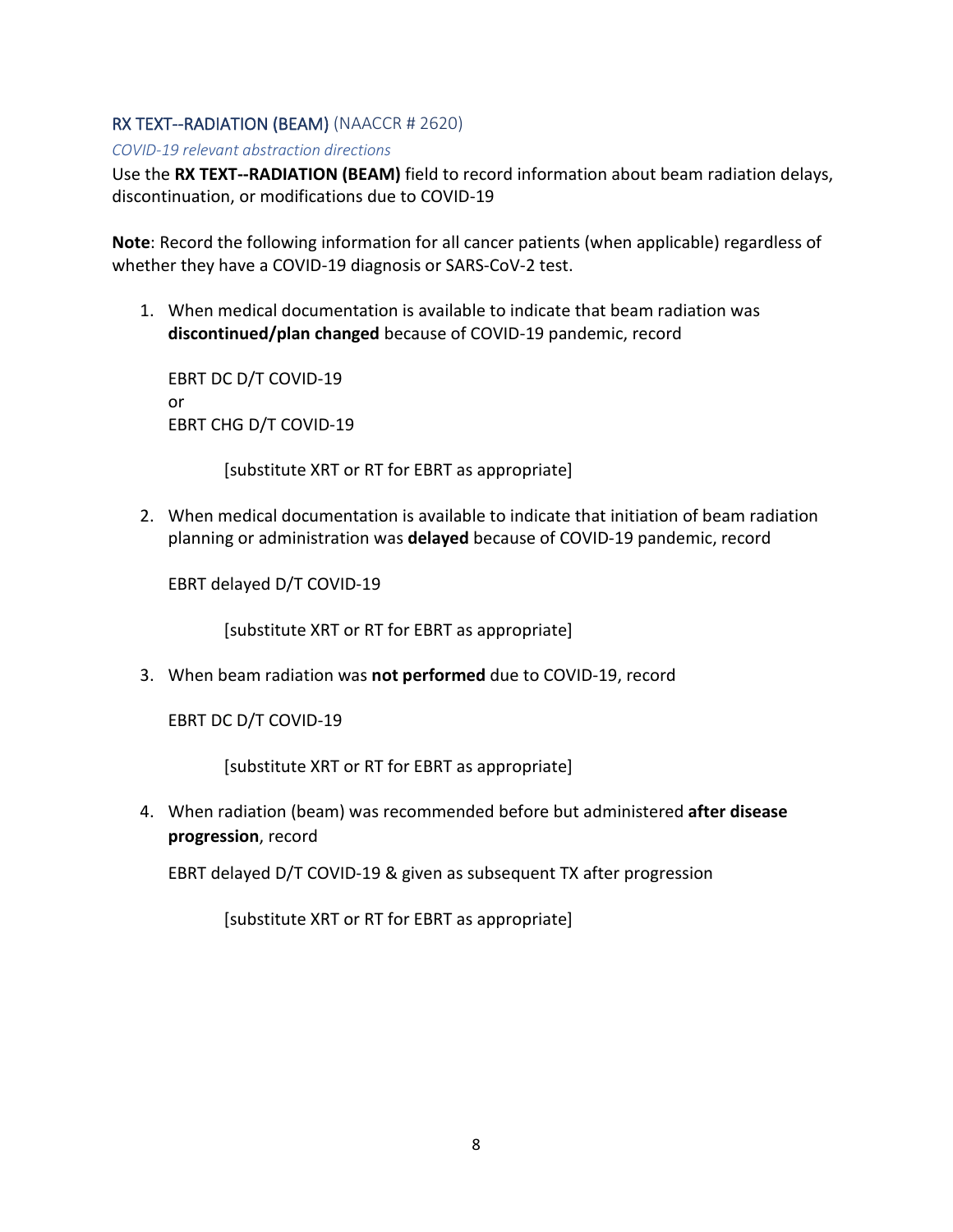## RX TEXT--RADIATION (BEAM) (NAACCR # 2620)

*COVID-19 relevant abstraction directions*

Use the **RX TEXT--RADIATION (BEAM)** field to record information about beam radiation delays, discontinuation, or modifications due to COVID-19

**Note**: Record the following information for all cancer patients (when applicable) regardless of whether they have a COVID-19 diagnosis or SARS-CoV-2 test.

1. When medical documentation is available to indicate that beam radiation was **discontinued/plan changed** because of COVID-19 pandemic, record

   EBRT DC D/T COVID-19
   or
   EBRT CHG D/T COVID-19

   [substitute XRT or RT for EBRT as appropriate]

2. When medical documentation is available to indicate that initiation of beam radiation planning or administration was **delayed** because of COVID-19 pandemic, record

   EBRT delayed D/T COVID-19

   [substitute XRT or RT for EBRT as appropriate]

3. When beam radiation was **not performed** due to COVID-19, record

   EBRT DC D/T COVID-19

   [substitute XRT or RT for EBRT as appropriate]

4. When radiation (beam) was recommended before but administered **after disease progression**, record

   EBRT delayed D/T COVID-19 & given as subsequent TX after progression

   [substitute XRT or RT for EBRT as appropriate]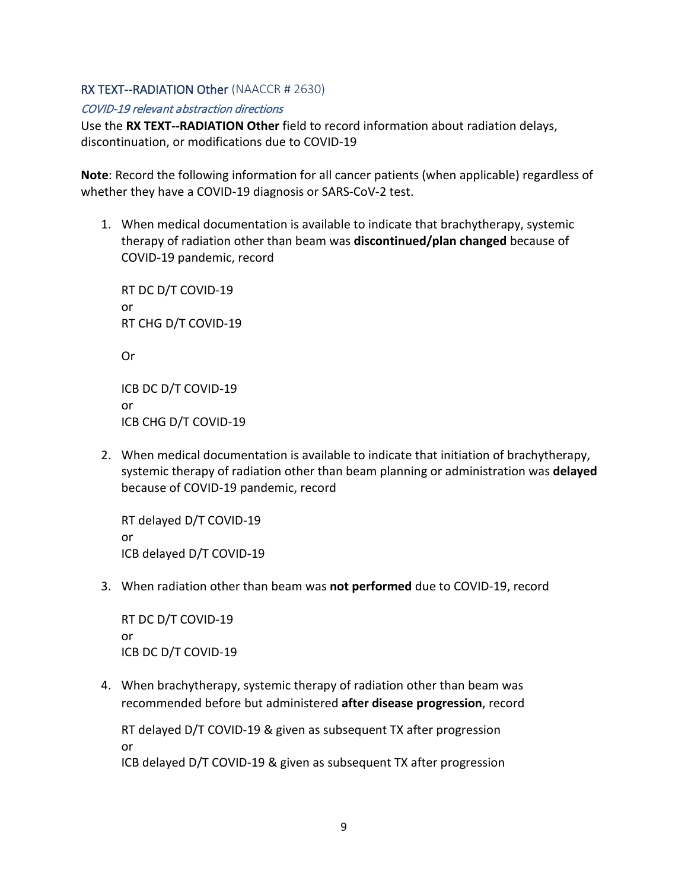### RX TEXT--RADIATION Other (NAACCR # 2630)

*COVID-19 relevant abstraction directions*

Use the **RX TEXT--RADIATION Other** field to record information about radiation delays, discontinuation, or modifications due to COVID-19

**Note**: Record the following information for all cancer patients (when applicable) regardless of whether they have a COVID-19 diagnosis or SARS-CoV-2 test.

1. When medical documentation is available to indicate that brachytherapy, systemic therapy of radiation other than beam was **discontinued/plan changed** because of COVID-19 pandemic, record

   RT DC D/T COVID-19
   or
   RT CHG D/T COVID-19

   Or

   ICB DC D/T COVID-19
   or
   ICB CHG D/T COVID-19

2. When medical documentation is available to indicate that initiation of brachytherapy, systemic therapy of radiation other than beam planning or administration was **delayed** because of COVID-19 pandemic, record

   RT delayed D/T COVID-19
   or
   ICB delayed D/T COVID-19

3. When radiation other than beam was **not performed** due to COVID-19, record

   RT DC D/T COVID-19
   or
   ICB DC D/T COVID-19

4. When brachytherapy, systemic therapy of radiation other than beam was recommended before but administered **after disease progression**, record

   RT delayed D/T COVID-19 & given as subsequent TX after progression
   or
   ICB delayed D/T COVID-19 & given as subsequent TX after progression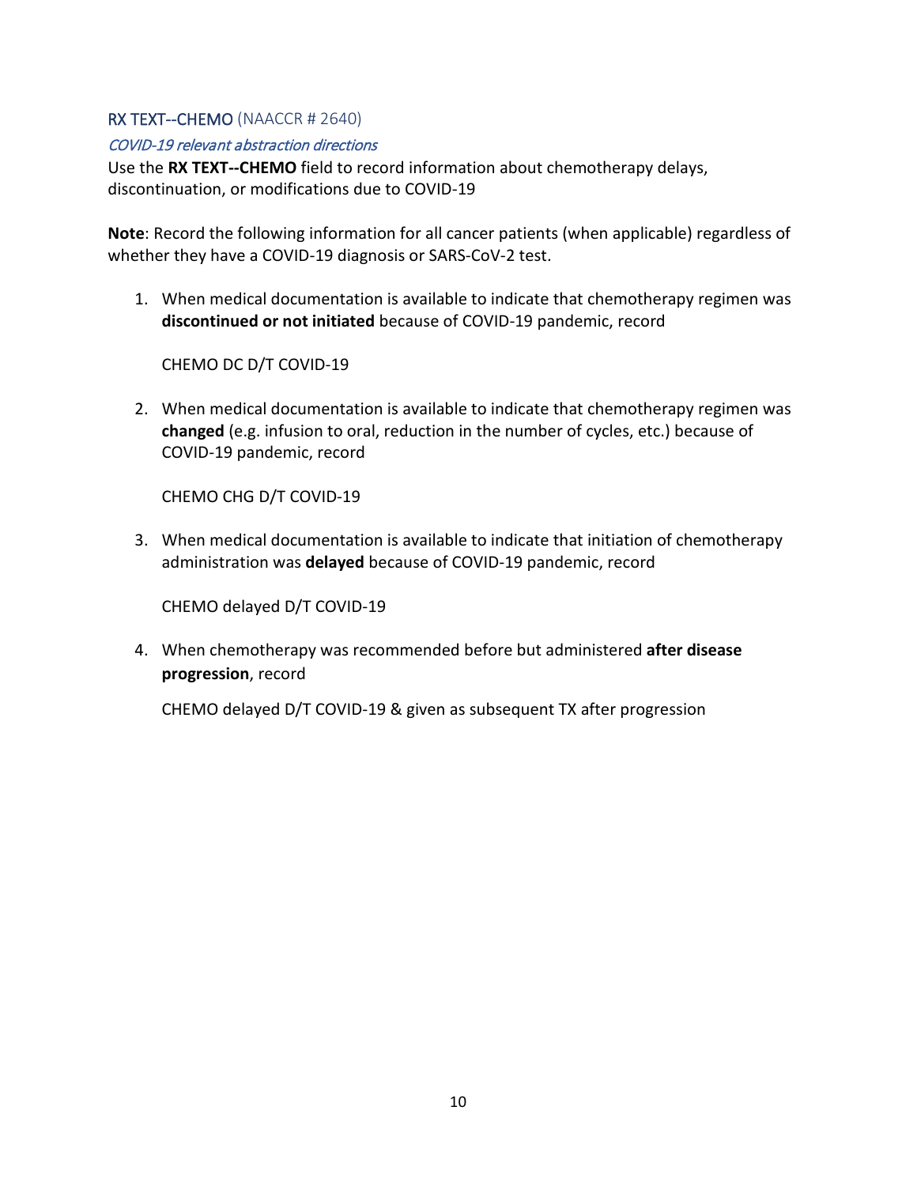### RX TEXT--CHEMO (NAACCR # 2640)

*COVID-19 relevant abstraction directions*

Use the **RX TEXT--CHEMO** field to record information about chemotherapy delays, discontinuation, or modifications due to COVID-19

**Note**: Record the following information for all cancer patients (when applicable) regardless of whether they have a COVID-19 diagnosis or SARS-CoV-2 test.

1. When medical documentation is available to indicate that chemotherapy regimen was **discontinued or not initiated** because of COVID-19 pandemic, record

   CHEMO DC D/T COVID-19

2. When medical documentation is available to indicate that chemotherapy regimen was **changed** (e.g. infusion to oral, reduction in the number of cycles, etc.) because of COVID-19 pandemic, record

   CHEMO CHG D/T COVID-19

3. When medical documentation is available to indicate that initiation of chemotherapy administration was **delayed** because of COVID-19 pandemic, record

   CHEMO delayed D/T COVID-19

4. When chemotherapy was recommended before but administered **after disease progression**, record

   CHEMO delayed D/T COVID-19 & given as subsequent TX after progression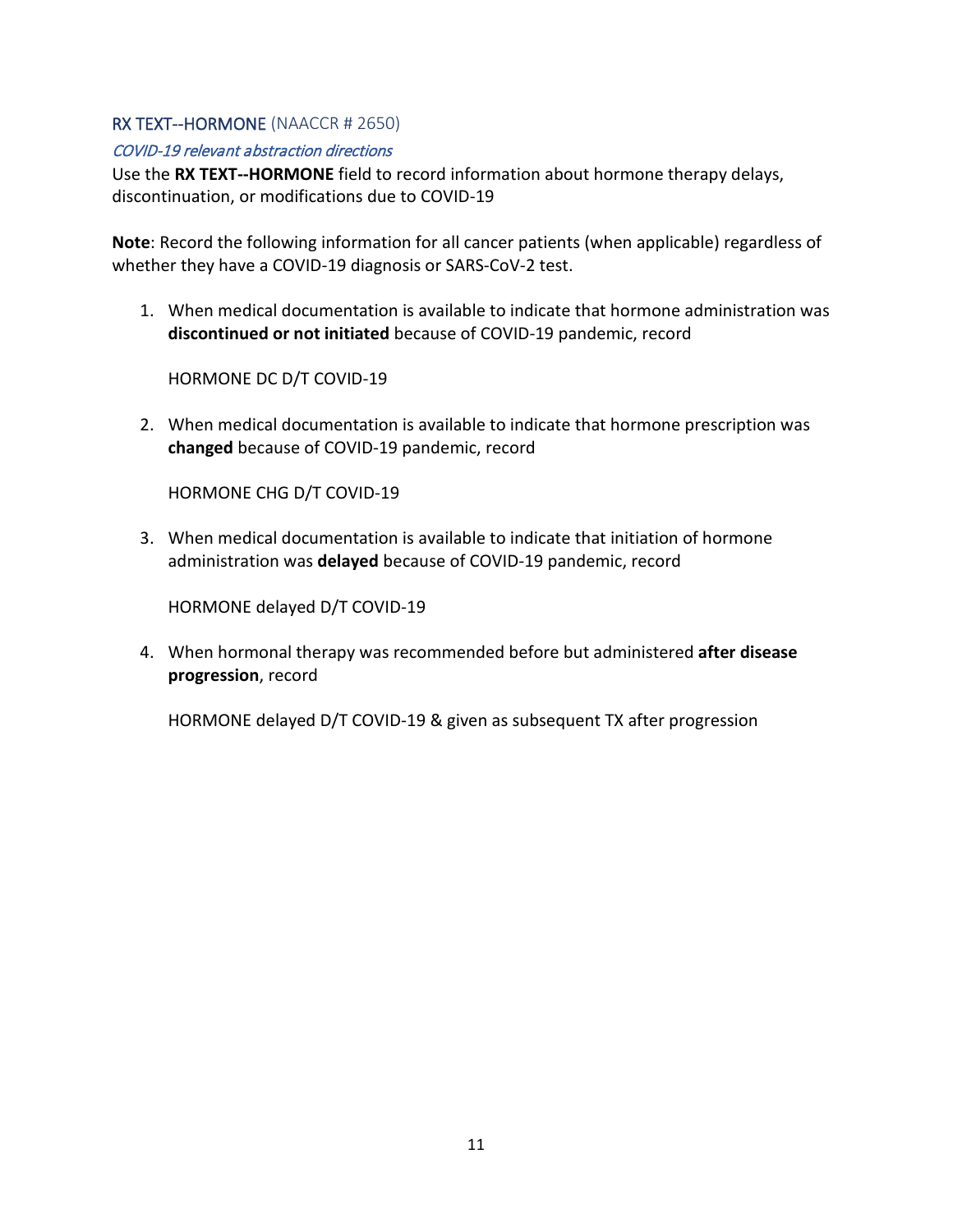## RX TEXT--HORMONE (NAACCR # 2650)

*COVID-19 relevant abstraction directions*

Use the **RX TEXT--HORMONE** field to record information about hormone therapy delays, discontinuation, or modifications due to COVID-19

**Note**: Record the following information for all cancer patients (when applicable) regardless of whether they have a COVID-19 diagnosis or SARS-CoV-2 test.

1. When medical documentation is available to indicate that hormone administration was **discontinued or not initiated** because of COVID-19 pandemic, record

   HORMONE DC D/T COVID-19

2. When medical documentation is available to indicate that hormone prescription was **changed** because of COVID-19 pandemic, record

   HORMONE CHG D/T COVID-19

3. When medical documentation is available to indicate that initiation of hormone administration was **delayed** because of COVID-19 pandemic, record

   HORMONE delayed D/T COVID-19

4. When hormonal therapy was recommended before but administered **after disease progression**, record

   HORMONE delayed D/T COVID-19 & given as subsequent TX after progression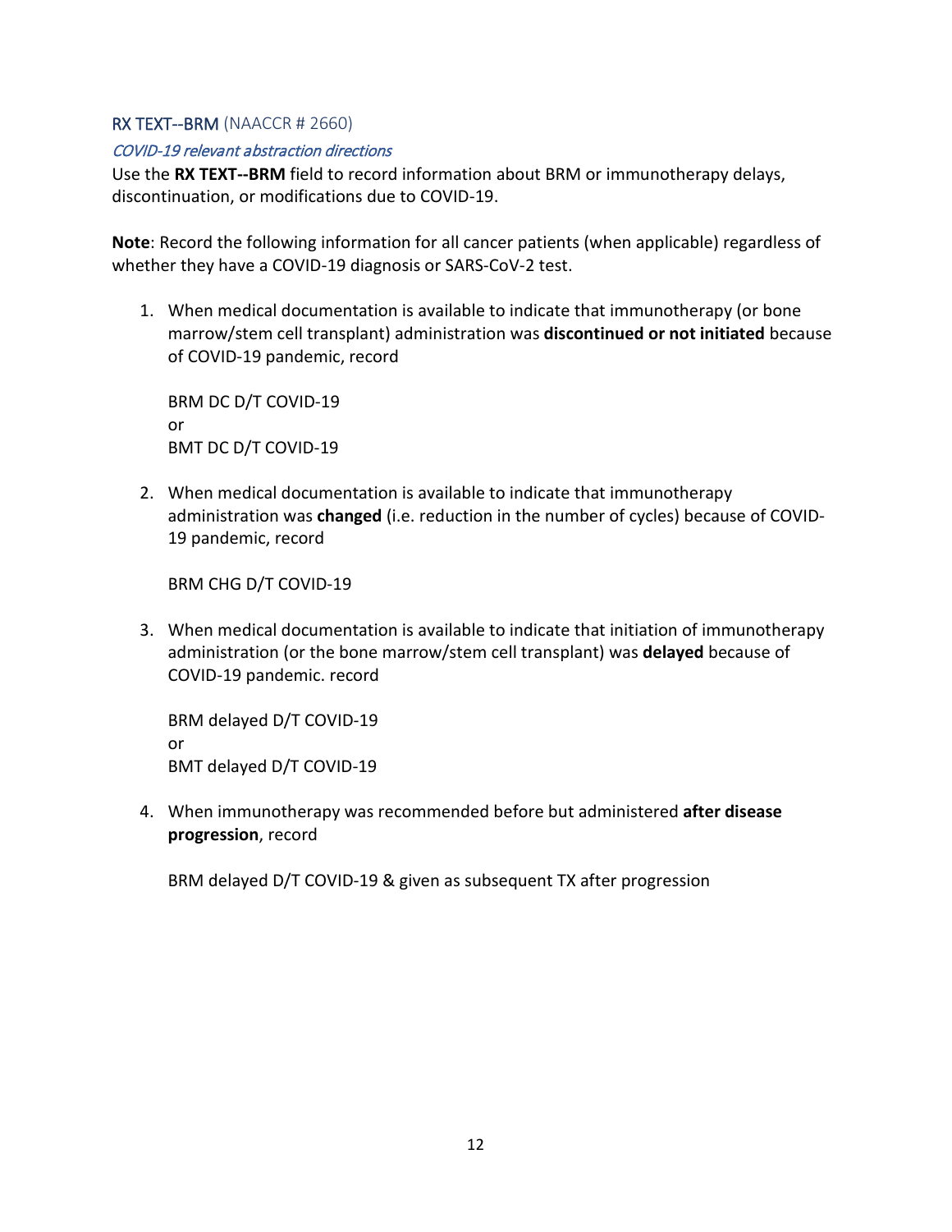### RX TEXT--BRM (NAACCR # 2660)

*COVID-19 relevant abstraction directions*

Use the **RX TEXT--BRM** field to record information about BRM or immunotherapy delays, discontinuation, or modifications due to COVID-19.

**Note**: Record the following information for all cancer patients (when applicable) regardless of whether they have a COVID-19 diagnosis or SARS-CoV-2 test.

1. When medical documentation is available to indicate that immunotherapy (or bone marrow/stem cell transplant) administration was **discontinued or not initiated** because of COVID-19 pandemic, record

   BRM DC D/T COVID-19
   or
   BMT DC D/T COVID-19

2. When medical documentation is available to indicate that immunotherapy administration was **changed** (i.e. reduction in the number of cycles) because of COVID-19 pandemic, record

   BRM CHG D/T COVID-19

3. When medical documentation is available to indicate that initiation of immunotherapy administration (or the bone marrow/stem cell transplant) was **delayed** because of COVID-19 pandemic. record

   BRM delayed D/T COVID-19
   or
   BMT delayed D/T COVID-19

4. When immunotherapy was recommended before but administered **after disease progression**, record

   BRM delayed D/T COVID-19 & given as subsequent TX after progression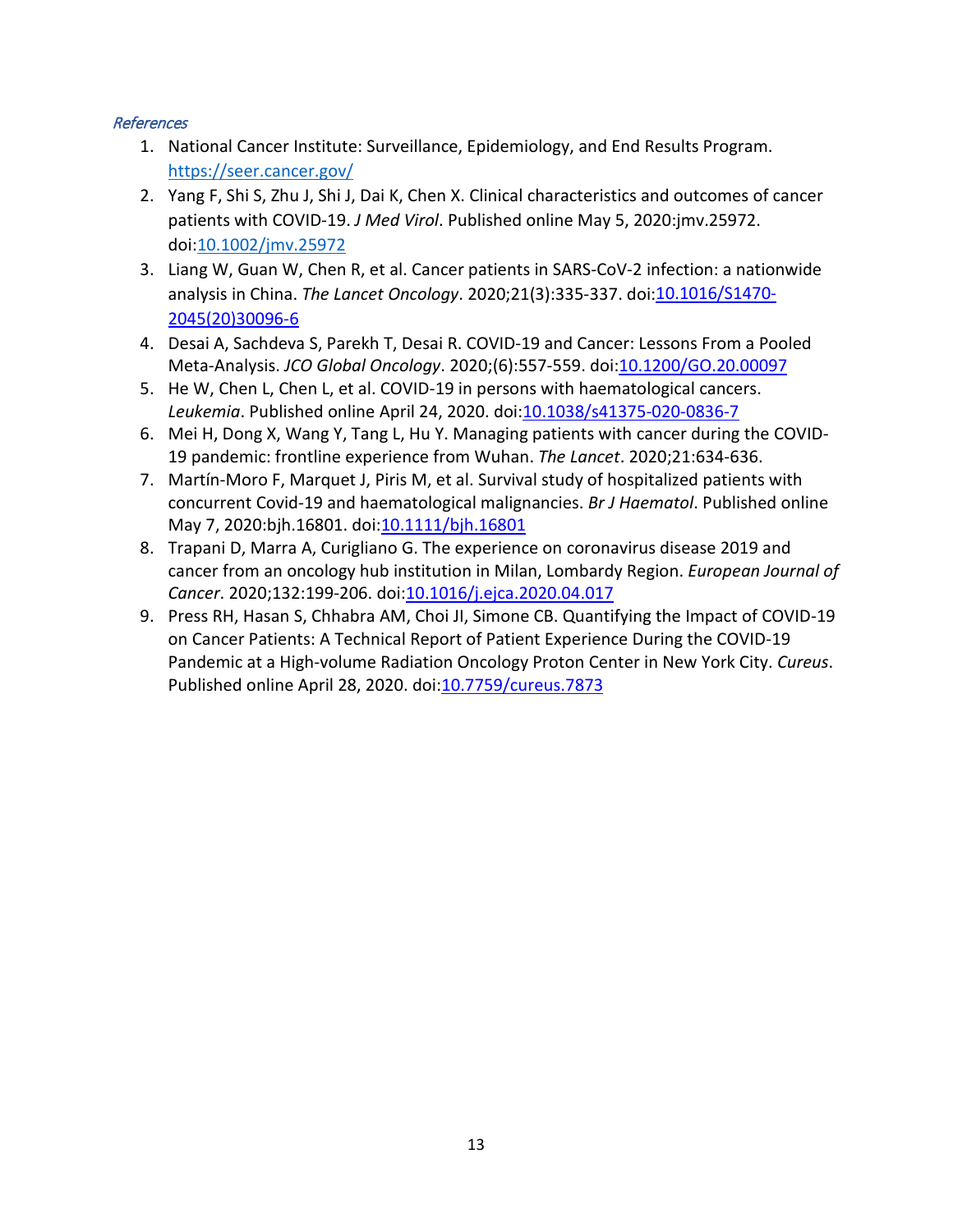*References*

1. National Cancer Institute: Surveillance, Epidemiology, and End Results Program. [https://seer.cancer.gov/](https://seer.cancer.gov/)
2. Yang F, Shi S, Zhu J, Shi J, Dai K, Chen X. Clinical characteristics and outcomes of cancer patients with COVID-19. *J Med Virol*. Published online May 5, 2020:jmv.25972. doi:[10.1002/jmv.25972](https://doi.org/10.1002/jmv.25972)
3. Liang W, Guan W, Chen R, et al. Cancer patients in SARS-CoV-2 infection: a nationwide analysis in China. *The Lancet Oncology*. 2020;21(3):335-337. doi:[10.1016/S1470-2045(20)30096-6](https://doi.org/10.1016/S1470-2045(20)30096-6)
4. Desai A, Sachdeva S, Parekh T, Desai R. COVID-19 and Cancer: Lessons From a Pooled Meta-Analysis. *JCO Global Oncology*. 2020;(6):557-559. doi:[10.1200/GO.20.00097](https://doi.org/10.1200/GO.20.00097)
5. He W, Chen L, Chen L, et al. COVID-19 in persons with haematological cancers. *Leukemia*. Published online April 24, 2020. doi:[10.1038/s41375-020-0836-7](https://doi.org/10.1038/s41375-020-0836-7)
6. Mei H, Dong X, Wang Y, Tang L, Hu Y. Managing patients with cancer during the COVID-19 pandemic: frontline experience from Wuhan. *The Lancet*. 2020;21:634-636.
7. Martín-Moro F, Marquet J, Piris M, et al. Survival study of hospitalized patients with concurrent Covid-19 and haematological malignancies. *Br J Haematol*. Published online May 7, 2020:bjh.16801. doi:[10.1111/bjh.16801](https://doi.org/10.1111/bjh.16801)
8. Trapani D, Marra A, Curigliano G. The experience on coronavirus disease 2019 and cancer from an oncology hub institution in Milan, Lombardy Region. *European Journal of Cancer*. 2020;132:199-206. doi:[10.1016/j.ejca.2020.04.017](https://doi.org/10.1016/j.ejca.2020.04.017)
9. Press RH, Hasan S, Chhabra AM, Choi JI, Simone CB. Quantifying the Impact of COVID-19 on Cancer Patients: A Technical Report of Patient Experience During the COVID-19 Pandemic at a High-volume Radiation Oncology Proton Center in New York City. *Cureus*. Published online April 28, 2020. doi:[10.7759/cureus.7873](https://doi.org/10.7759/cureus.7873)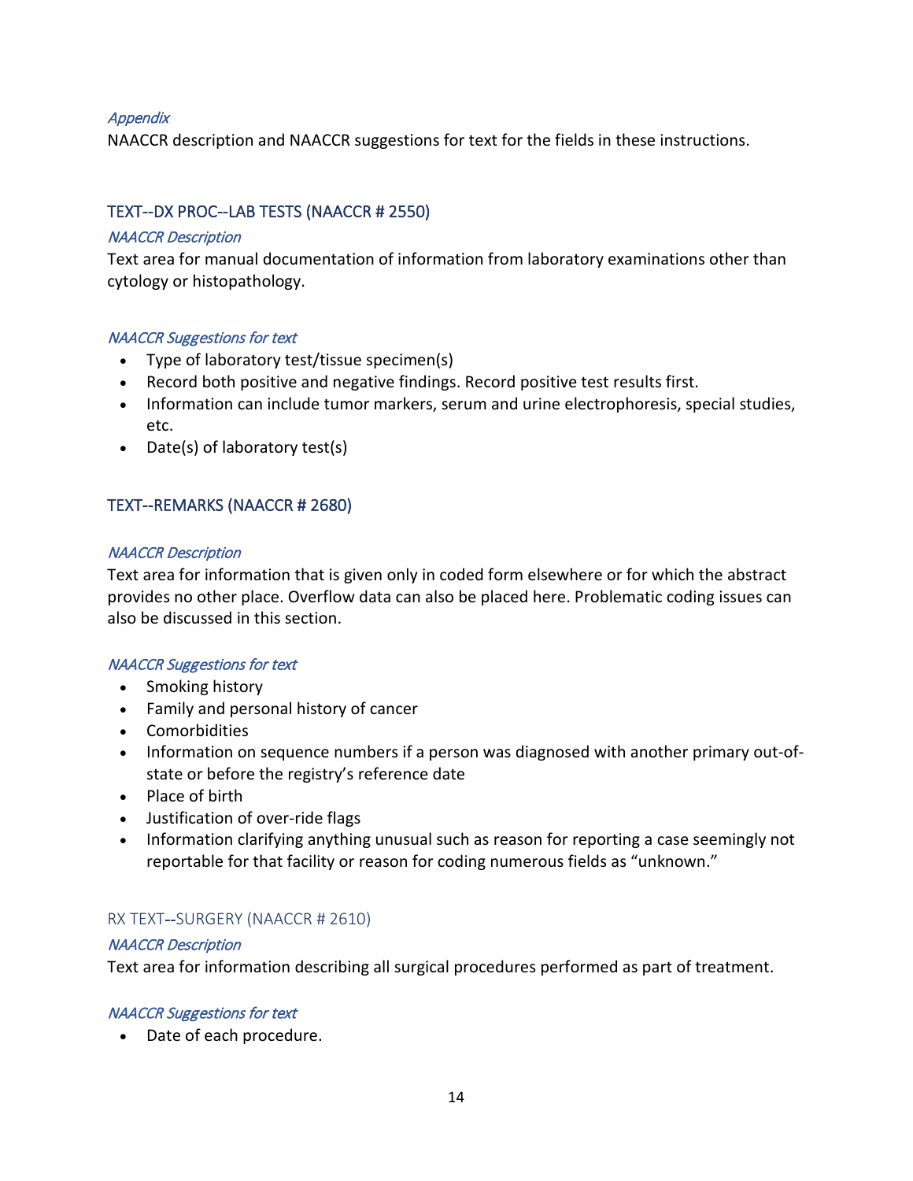*Appendix*

NAACCR description and NAACCR suggestions for text for the fields in these instructions.

## TEXT--DX PROC--LAB TESTS (NAACCR # 2550)

*NAACCR Description*

Text area for manual documentation of information from laboratory examinations other than cytology or histopathology.

*NAACCR Suggestions for text*

- Type of laboratory test/tissue specimen(s)
- Record both positive and negative findings. Record positive test results first.
- Information can include tumor markers, serum and urine electrophoresis, special studies, etc.
- Date(s) of laboratory test(s)

## TEXT--REMARKS (NAACCR # 2680)

*NAACCR Description*

Text area for information that is given only in coded form elsewhere or for which the abstract provides no other place. Overflow data can also be placed here. Problematic coding issues can also be discussed in this section.

*NAACCR Suggestions for text*

- Smoking history
- Family and personal history of cancer
- Comorbidities
- Information on sequence numbers if a person was diagnosed with another primary out-of-state or before the registry's reference date
- Place of birth
- Justification of over-ride flags
- Information clarifying anything unusual such as reason for reporting a case seemingly not reportable for that facility or reason for coding numerous fields as "unknown."

## RX TEXT--SURGERY (NAACCR # 2610)

*NAACCR Description*

Text area for information describing all surgical procedures performed as part of treatment.

*NAACCR Suggestions for text*

- Date of each procedure.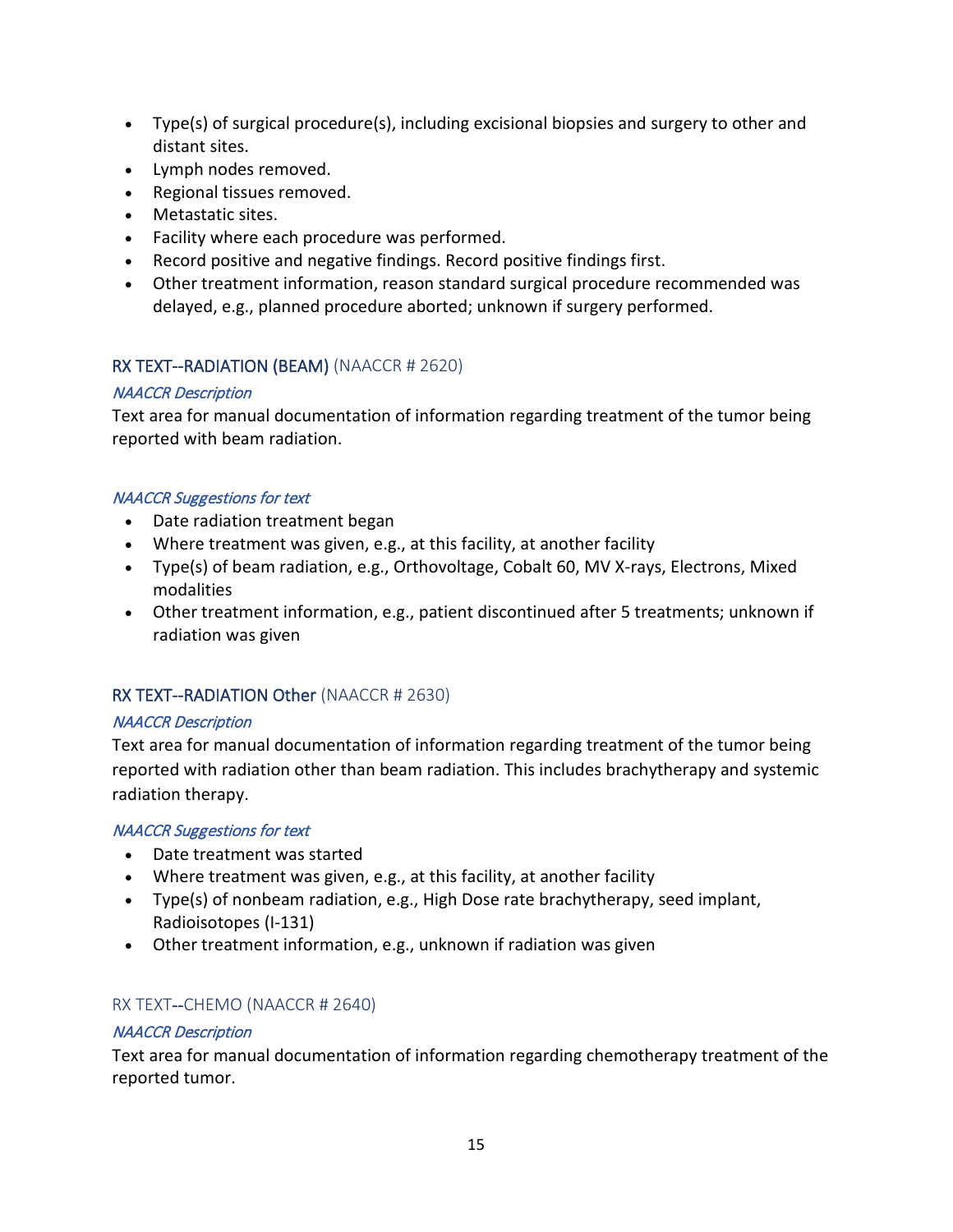- Type(s) of surgical procedure(s), including excisional biopsies and surgery to other and distant sites.
- Lymph nodes removed.
- Regional tissues removed.
- Metastatic sites.
- Facility where each procedure was performed.
- Record positive and negative findings. Record positive findings first.
- Other treatment information, reason standard surgical procedure recommended was delayed, e.g., planned procedure aborted; unknown if surgery performed.

### RX TEXT--RADIATION (BEAM) (NAACCR # 2620)

*NAACCR Description*

Text area for manual documentation of information regarding treatment of the tumor being reported with beam radiation.

*NAACCR Suggestions for text*

- Date radiation treatment began
- Where treatment was given, e.g., at this facility, at another facility
- Type(s) of beam radiation, e.g., Orthovoltage, Cobalt 60, MV X-rays, Electrons, Mixed modalities
- Other treatment information, e.g., patient discontinued after 5 treatments; unknown if radiation was given

### RX TEXT--RADIATION Other (NAACCR # 2630)

*NAACCR Description*

Text area for manual documentation of information regarding treatment of the tumor being reported with radiation other than beam radiation. This includes brachytherapy and systemic radiation therapy.

*NAACCR Suggestions for text*

- Date treatment was started
- Where treatment was given, e.g., at this facility, at another facility
- Type(s) of nonbeam radiation, e.g., High Dose rate brachytherapy, seed implant, Radioisotopes (I-131)
- Other treatment information, e.g., unknown if radiation was given

### RX TEXT--CHEMO (NAACCR # 2640)

*NAACCR Description*

Text area for manual documentation of information regarding chemotherapy treatment of the reported tumor.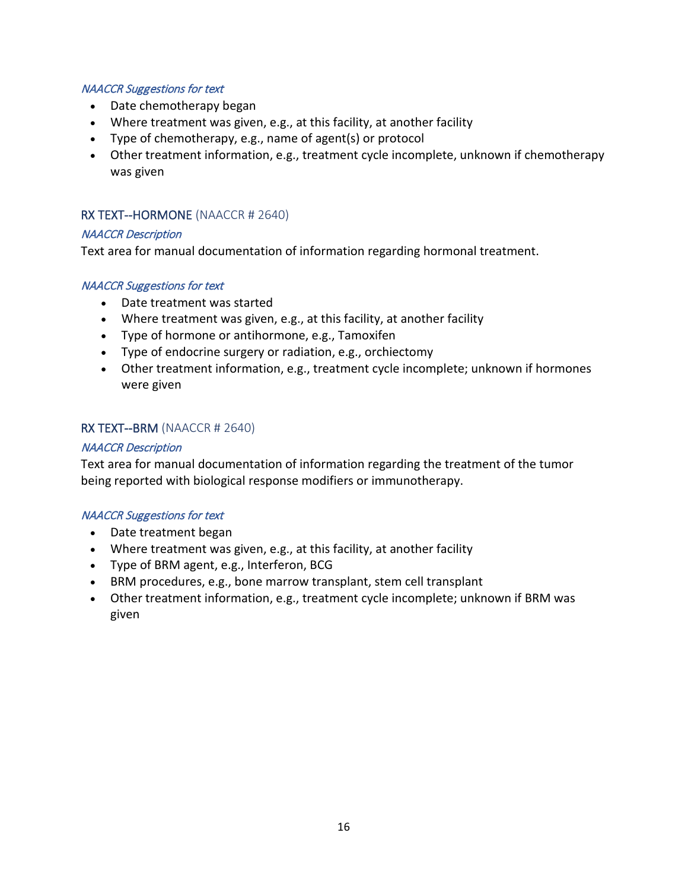*NAACCR Suggestions for text*

- Date chemotherapy began
- Where treatment was given, e.g., at this facility, at another facility
- Type of chemotherapy, e.g., name of agent(s) or protocol
- Other treatment information, e.g., treatment cycle incomplete, unknown if chemotherapy was given

### RX TEXT--HORMONE (NAACCR # 2640)

*NAACCR Description*

Text area for manual documentation of information regarding hormonal treatment.

*NAACCR Suggestions for text*

- Date treatment was started
- Where treatment was given, e.g., at this facility, at another facility
- Type of hormone or antihormone, e.g., Tamoxifen
- Type of endocrine surgery or radiation, e.g., orchiectomy
- Other treatment information, e.g., treatment cycle incomplete; unknown if hormones were given

### RX TEXT--BRM (NAACCR # 2640)

*NAACCR Description*

Text area for manual documentation of information regarding the treatment of the tumor being reported with biological response modifiers or immunotherapy.

*NAACCR Suggestions for text*

- Date treatment began
- Where treatment was given, e.g., at this facility, at another facility
- Type of BRM agent, e.g., Interferon, BCG
- BRM procedures, e.g., bone marrow transplant, stem cell transplant
- Other treatment information, e.g., treatment cycle incomplete; unknown if BRM was given